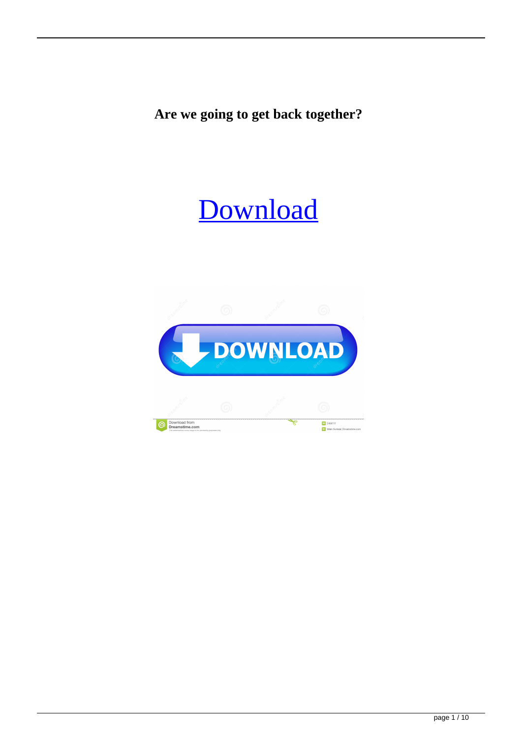**Are we going to get back together?**

Download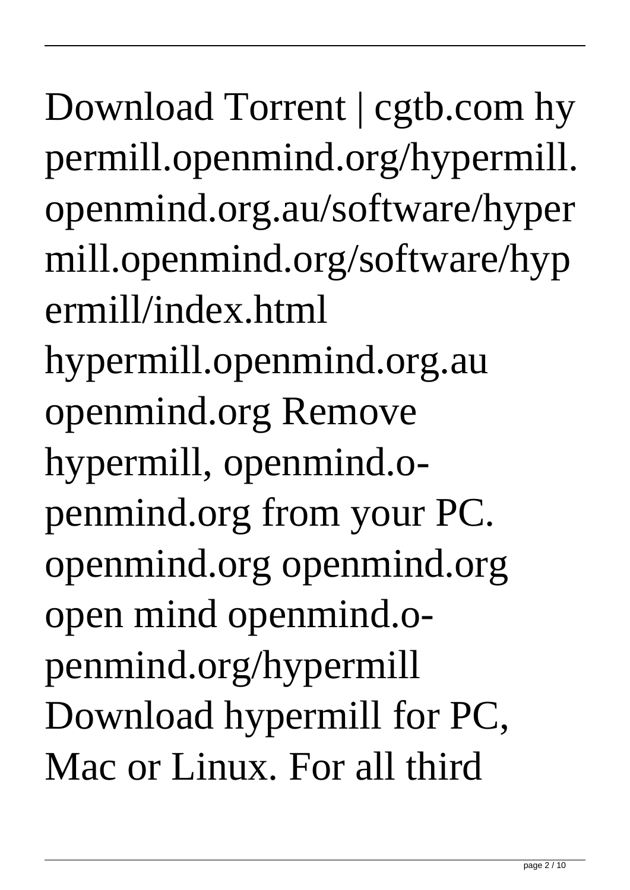Download Torrent | cgtb.com hypermill.openmind.org/hypermill.openmind.org.au/software/hypermill.openmind.org/software/hypermill/index.html hypermill.openmind.org.au openmind.org Remove hypermill, openmind.openmind.org from your PC. openmind.org openmind.org open mind openmind.openmind.org/hypermill Download hypermill for PC, Mac or Linux. For all third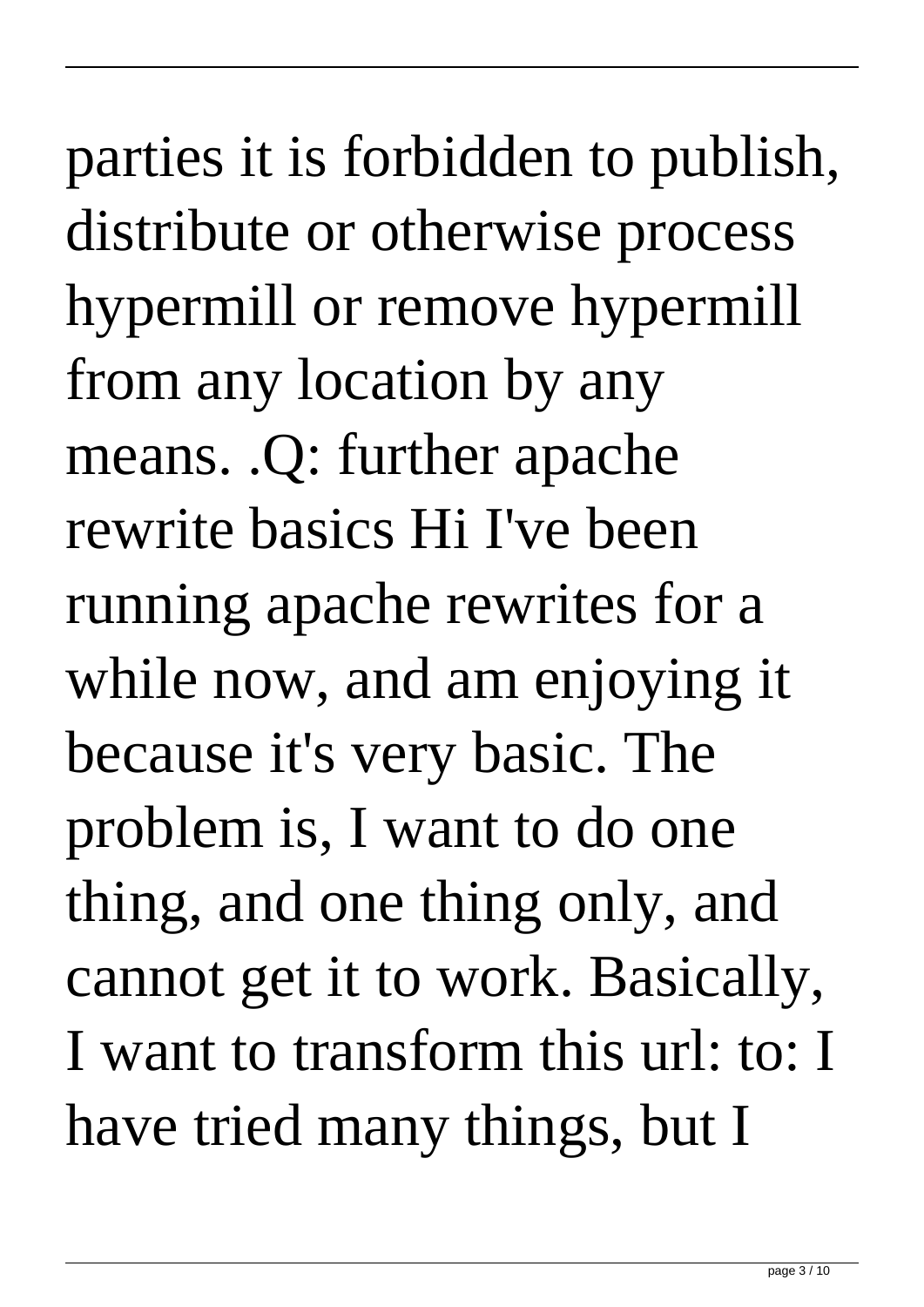parties it is forbidden to publish, distribute or otherwise process hypermill or remove hypermill from any location by any means. .Q: further apache rewrite basics Hi I've been running apache rewrites for a while now, and am enjoying it because it's very basic. The problem is, I want to do one thing, and one thing only, and cannot get it to work. Basically, I want to transform this url: to: I have tried many things, but I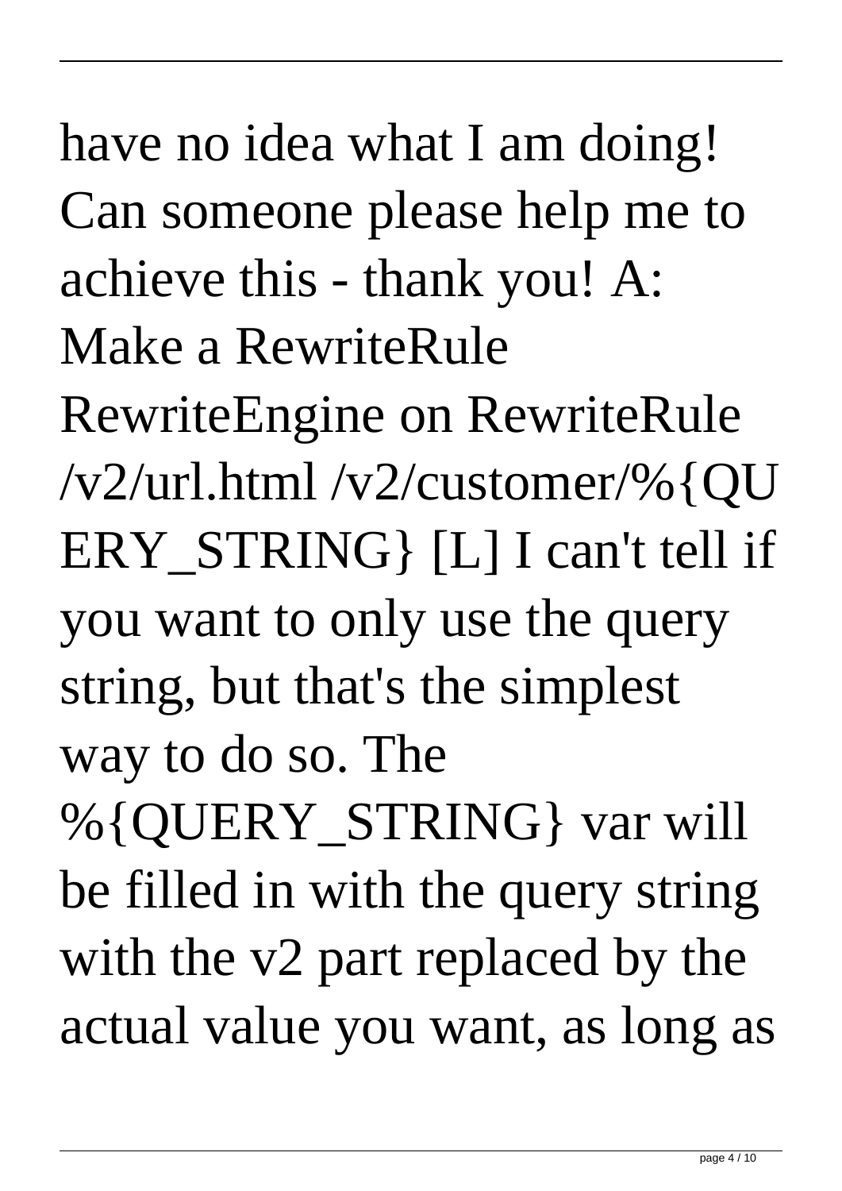have no idea what I am doing! Can someone please help me to achieve this - thank you! A: Make a RewriteRule RewriteEngine on RewriteRule /v2/url.html /v2/customer/%{QUERY_STRING} [L] I can't tell if you want to only use the query string, but that's the simplest way to do so. The %{QUERY_STRING} var will be filled in with the query string with the v2 part replaced by the actual value you want, as long as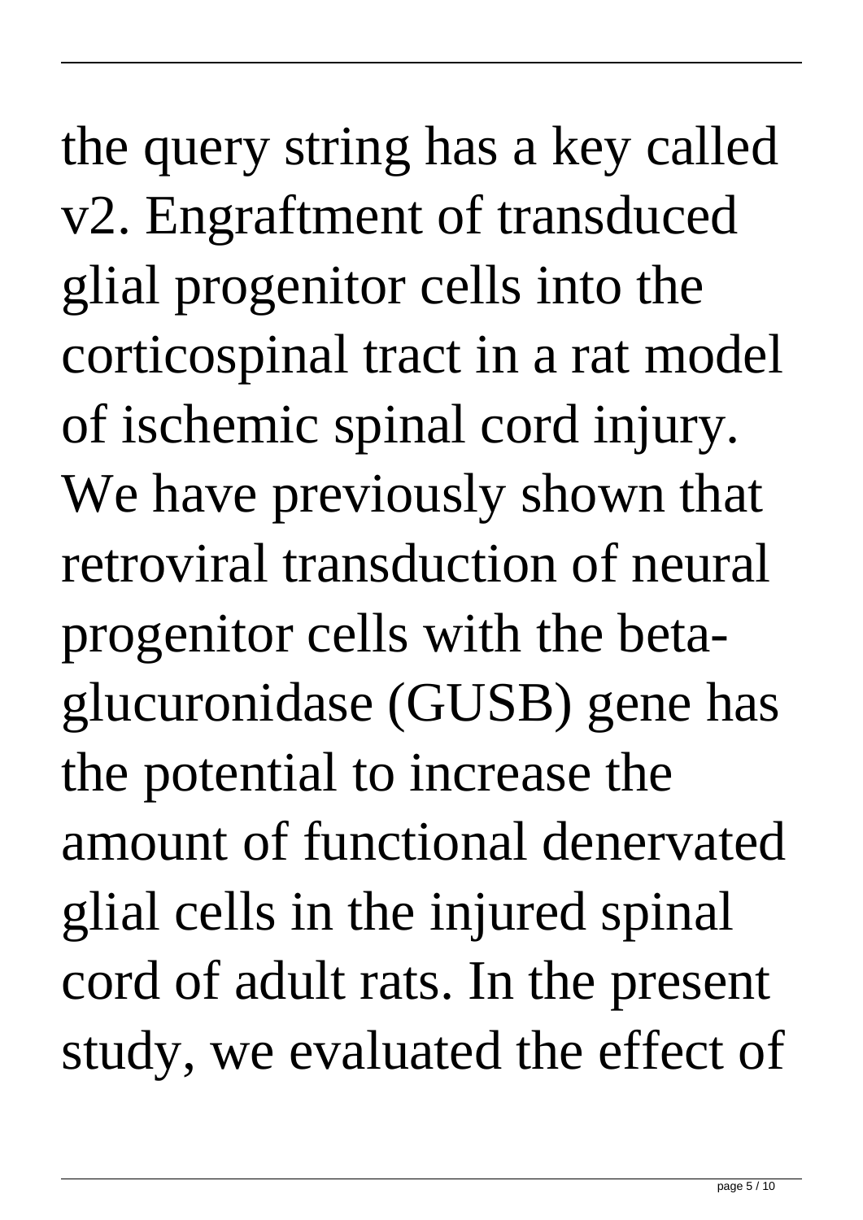the query string has a key called v2. Engraftment of transduced glial progenitor cells into the corticospinal tract in a rat model of ischemic spinal cord injury. We have previously shown that retroviral transduction of neural progenitor cells with the beta-glucuronidase (GUSB) gene has the potential to increase the amount of functional denervated glial cells in the injured spinal cord of adult rats. In the present study, we evaluated the effect of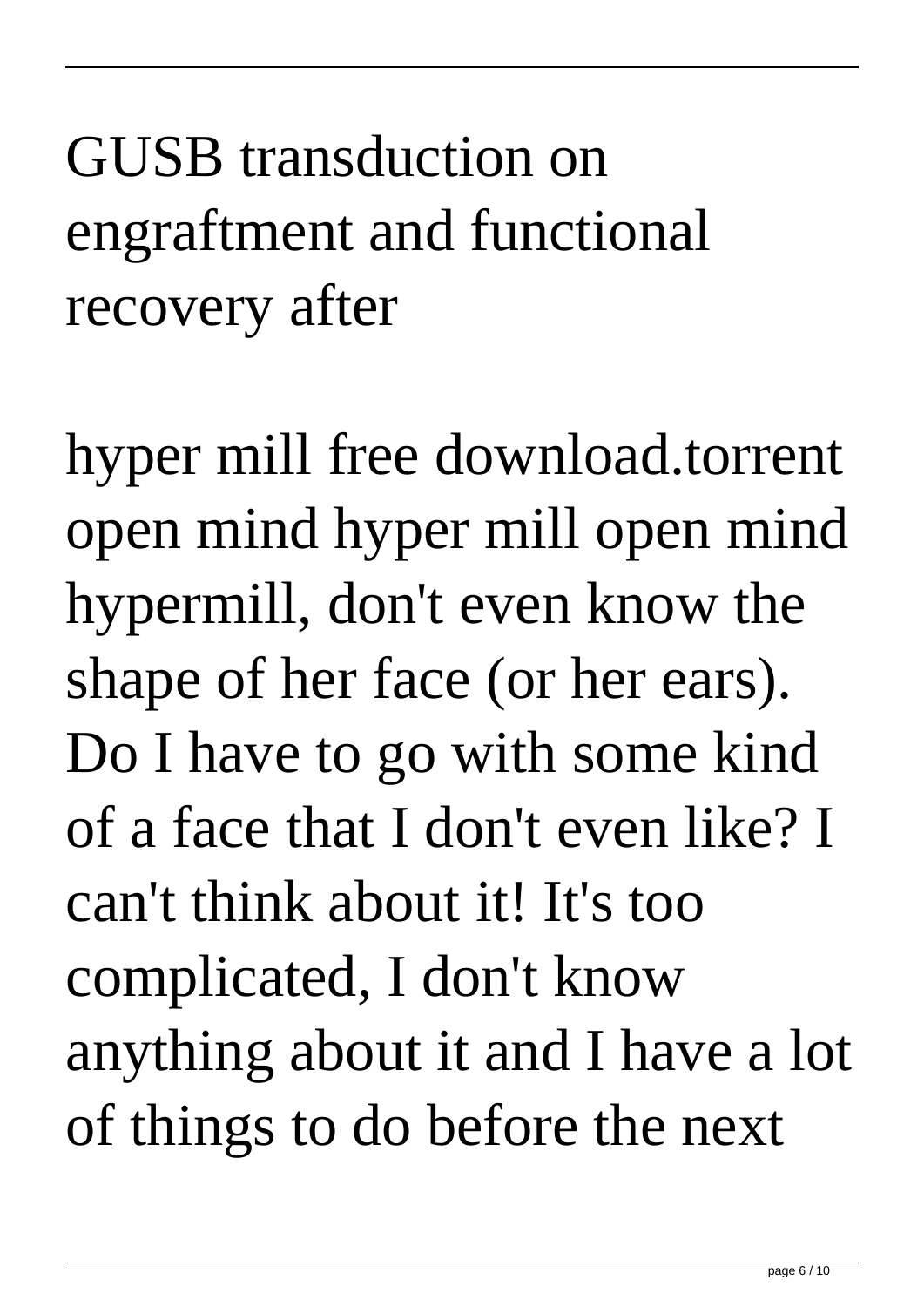GUSB transduction on engraftment and functional recovery after

hyper mill free download.torrent open mind hyper mill open mind hypermill, don't even know the shape of her face (or her ears). Do I have to go with some kind of a face that I don't even like? I can't think about it! It's too complicated, I don't know anything about it and I have a lot of things to do before the next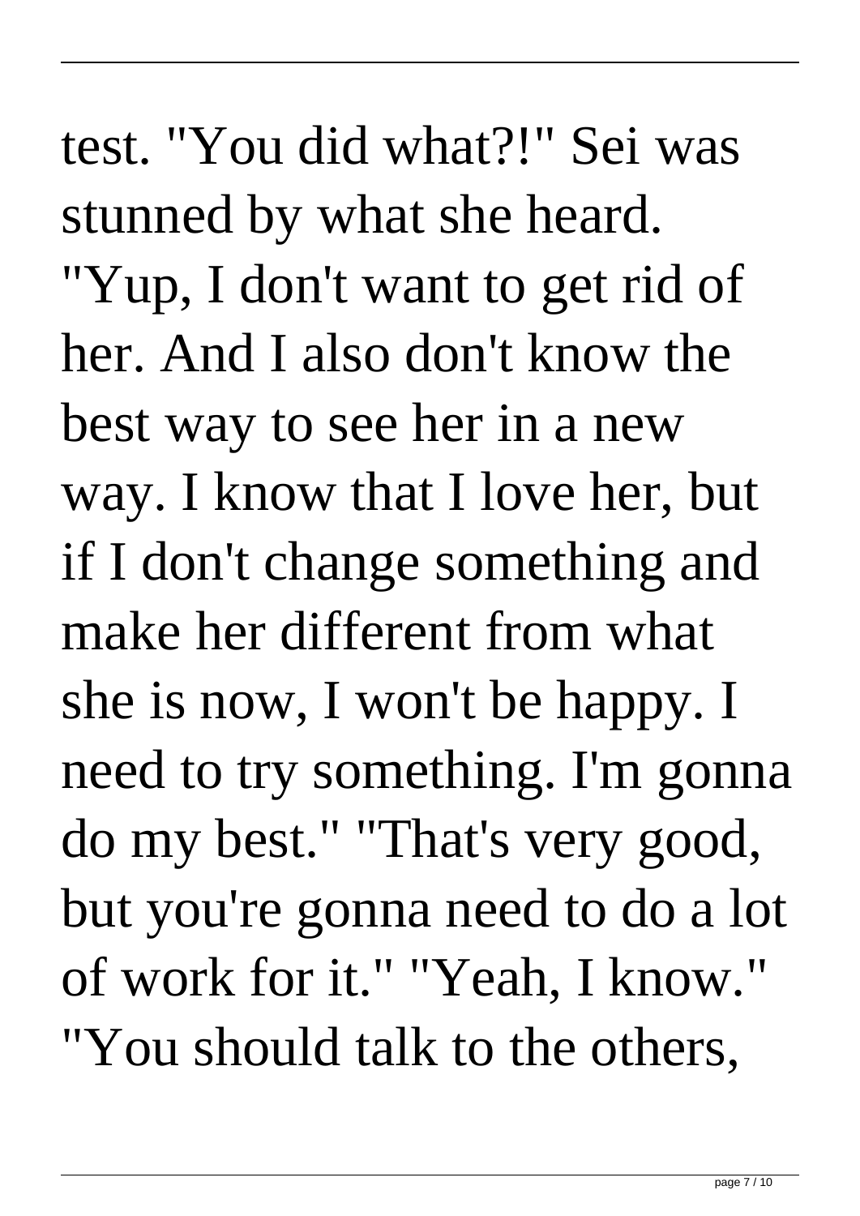test. "You did what?!" Sei was stunned by what she heard. "Yup, I don't want to get rid of her. And I also don't know the best way to see her in a new way. I know that I love her, but if I don't change something and make her different from what she is now, I won't be happy. I need to try something. I'm gonna do my best." "That's very good, but you're gonna need to do a lot of work for it." "Yeah, I know." "You should talk to the others,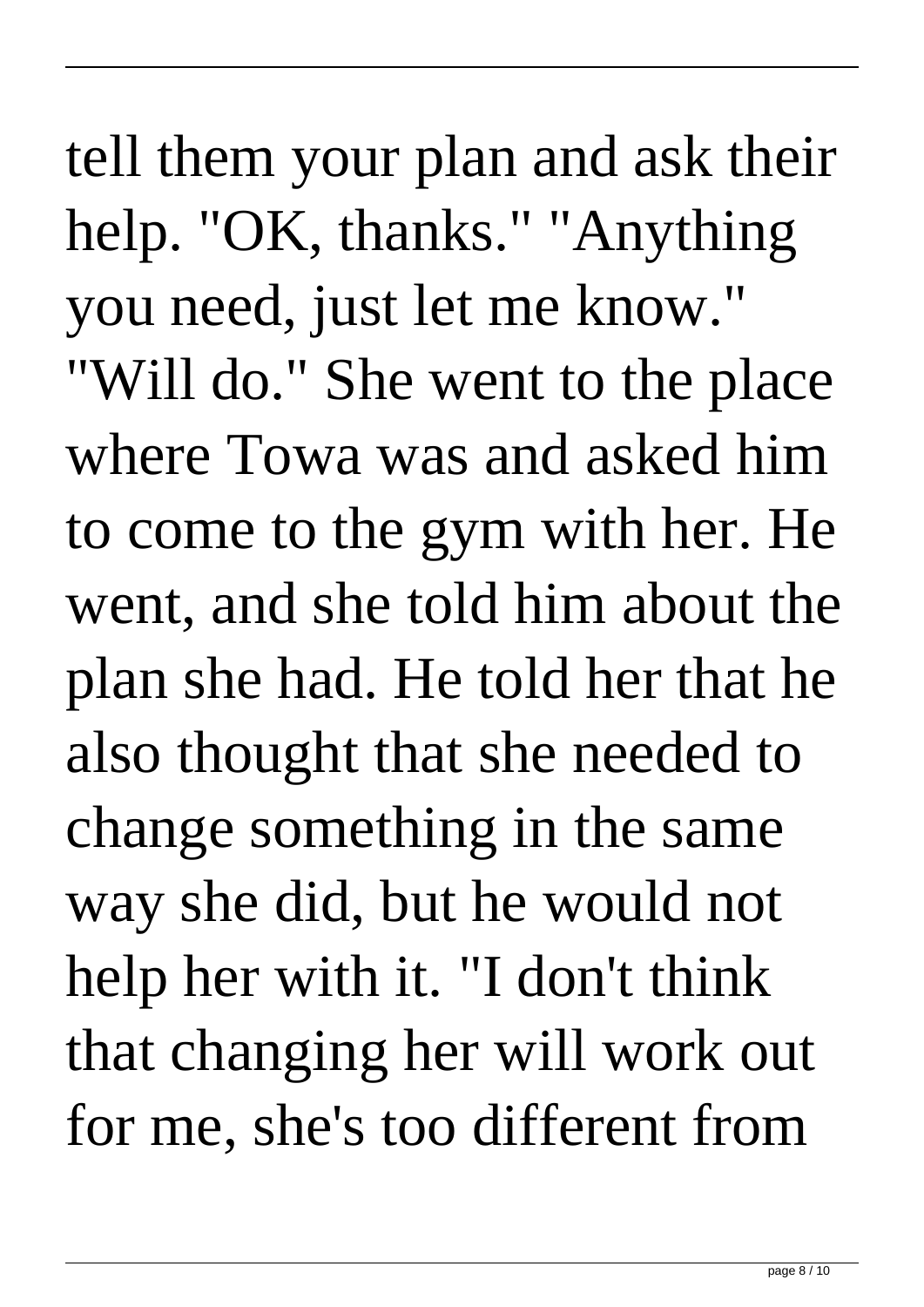tell them your plan and ask their help. "OK, thanks." "Anything you need, just let me know." "Will do." She went to the place where Towa was and asked him to come to the gym with her. He went, and she told him about the plan she had. He told her that he also thought that she needed to change something in the same way she did, but he would not help her with it. "I don't think that changing her will work out for me, she's too different from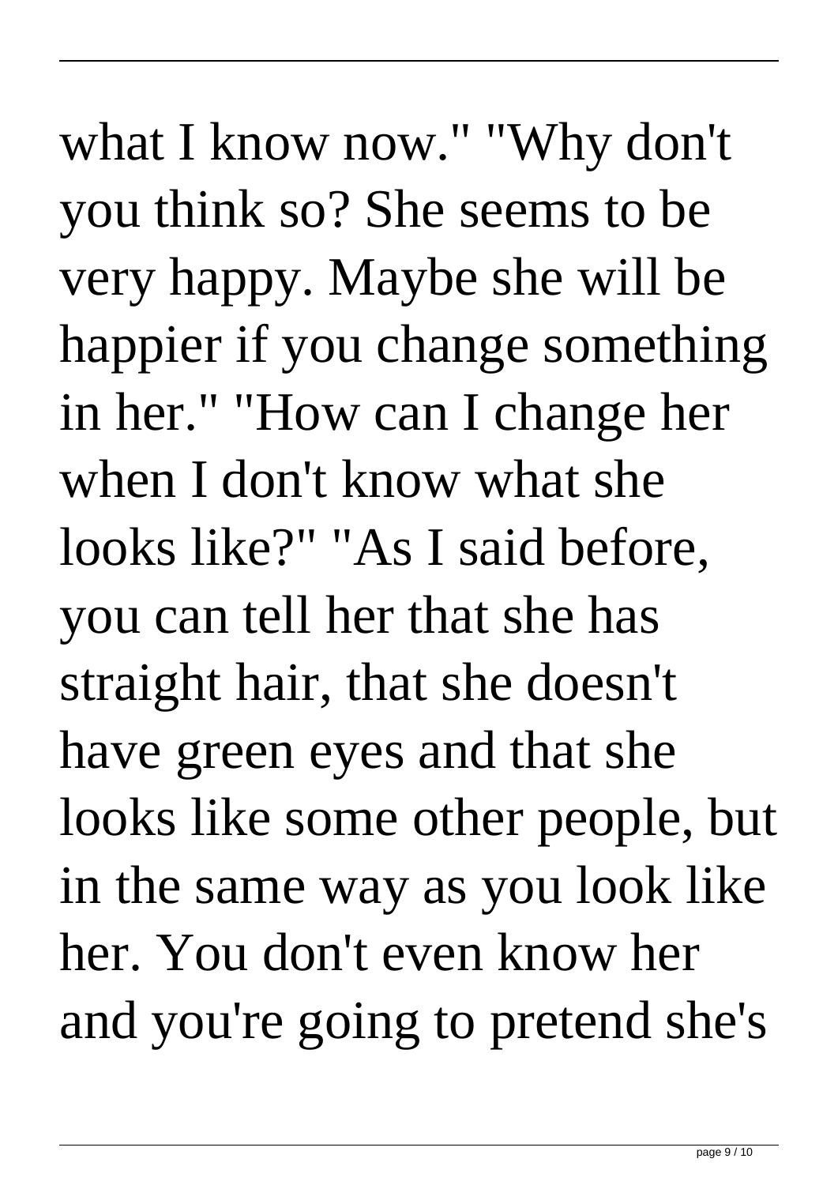what I know now." "Why don't you think so? She seems to be very happy. Maybe she will be happier if you change something in her." "How can I change her when I don't know what she looks like?" "As I said before, you can tell her that she has straight hair, that she doesn't have green eyes and that she looks like some other people, but in the same way as you look like her. You don't even know her and you're going to pretend she's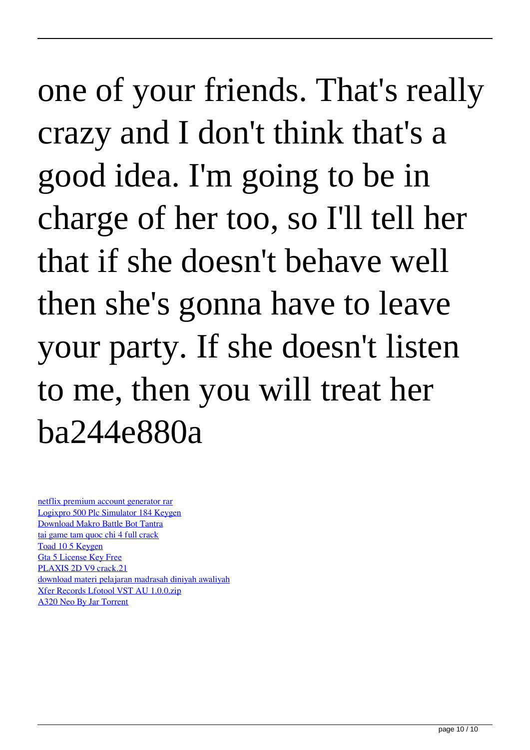one of your friends. That's really crazy and I don't think that's a good idea. I'm going to be in charge of her too, so I'll tell her that if she doesn't behave well then she's gonna have to leave your party. If she doesn't listen to me, then you will treat her ba244e880a

netflix premium account generator rar
Logixpro 500 Plc Simulator 184 Keygen
Download Makro Battle Bot Tantra
tai game tam quoc chi 4 full crack
Toad 10 5 Keygen
Gta 5 License Key Free
PLAXIS 2D V9 crack.21
download materi pelajaran madrasah diniyah awaliyah
Xfer Records Lfotool VST AU 1.0.0.zip
A320 Neo By Jar Torrent